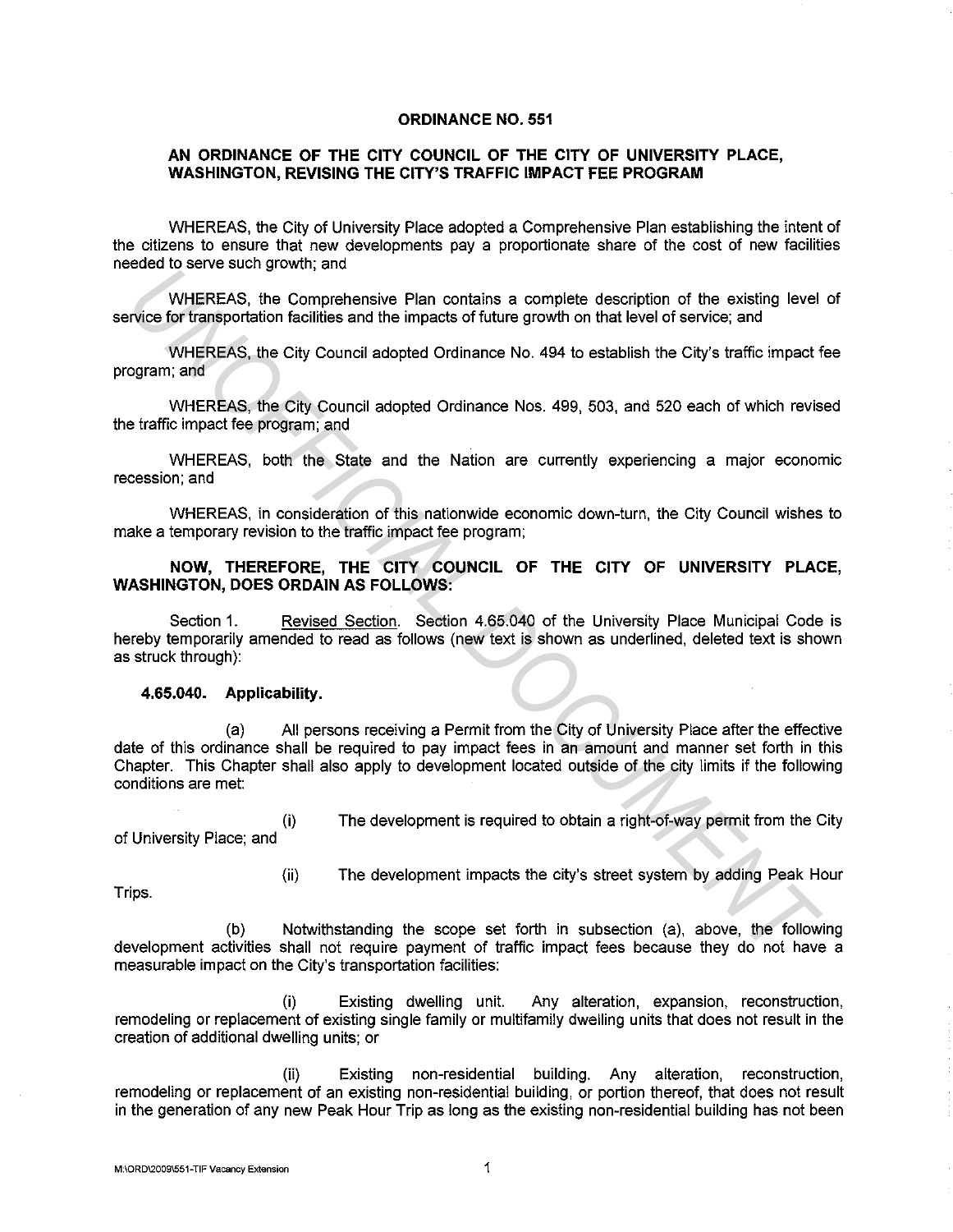**ORDINANCE NO. 551**

**AN ORDINANCE OF THE CITY COUNCIL OF THE CITY OF UNIVERSITY PLACE, WASHINGTON, REVISING THE CITY'S TRAFFIC IMPACT FEE PROGRAM**

WHEREAS, the City of University Place adopted a Comprehensive Plan establishing the intent of the citizens to ensure that new developments pay a proportionate share of the cost of new facilities needed to serve such growth; and

WHEREAS, the Comprehensive Plan contains a complete description of the existing level of service for transportation facilities and the impacts of future growth on that level of service; and

WHEREAS, the City Council adopted Ordinance No. 494 to establish the City's traffic impact fee program; and

WHEREAS, the City Council adopted Ordinance Nos. 499, 503, and 520 each of which revised the traffic impact fee program; and

WHEREAS, both the State and the Nation are currently experiencing a major economic recession; and

WHEREAS, in consideration of this nationwide economic down-turn, the City Council wishes to make a temporary revision to the traffic impact fee program;

**NOW, THEREFORE, THE CITY COUNCIL OF THE CITY OF UNIVERSITY PLACE, WASHINGTON, DOES ORDAIN AS FOLLOWS:**

Section 1. Revised Section. Section 4.65.040 of the University Place Municipal Code is hereby temporarily amended to read as follows (new text is shown as underlined, deleted text is shown as struck through):

**4.65.040. Applicability.**

(a) All persons receiving a Permit from the City of University Place after the effective date of this ordinance shall be required to pay impact fees in an amount and manner set forth in this Chapter. This Chapter shall also apply to development located outside of the city limits if the following conditions are met:

(i) The development is required to obtain a right-of-way permit from the City of University Place; and

(ii) The development impacts the city's street system by adding Peak Hour Trips.

(b) Notwithstanding the scope set forth in subsection (a), above, the following development activities shall not require payment of traffic impact fees because they do not have a measurable impact on the City's transportation facilities:

(i) Existing dwelling unit. Any alteration, expansion, reconstruction, remodeling or replacement of existing single family or multifamily dwelling units that does not result in the creation of additional dwelling units; or

(ii) Existing non-residential building. Any alteration, reconstruction, remodeling or replacement of an existing non-residential building, or portion thereof, that does not result in the generation of any new Peak Hour Trip as long as the existing non-residential building has not been

M:\ORD\2009\551-TIF Vacancy Extension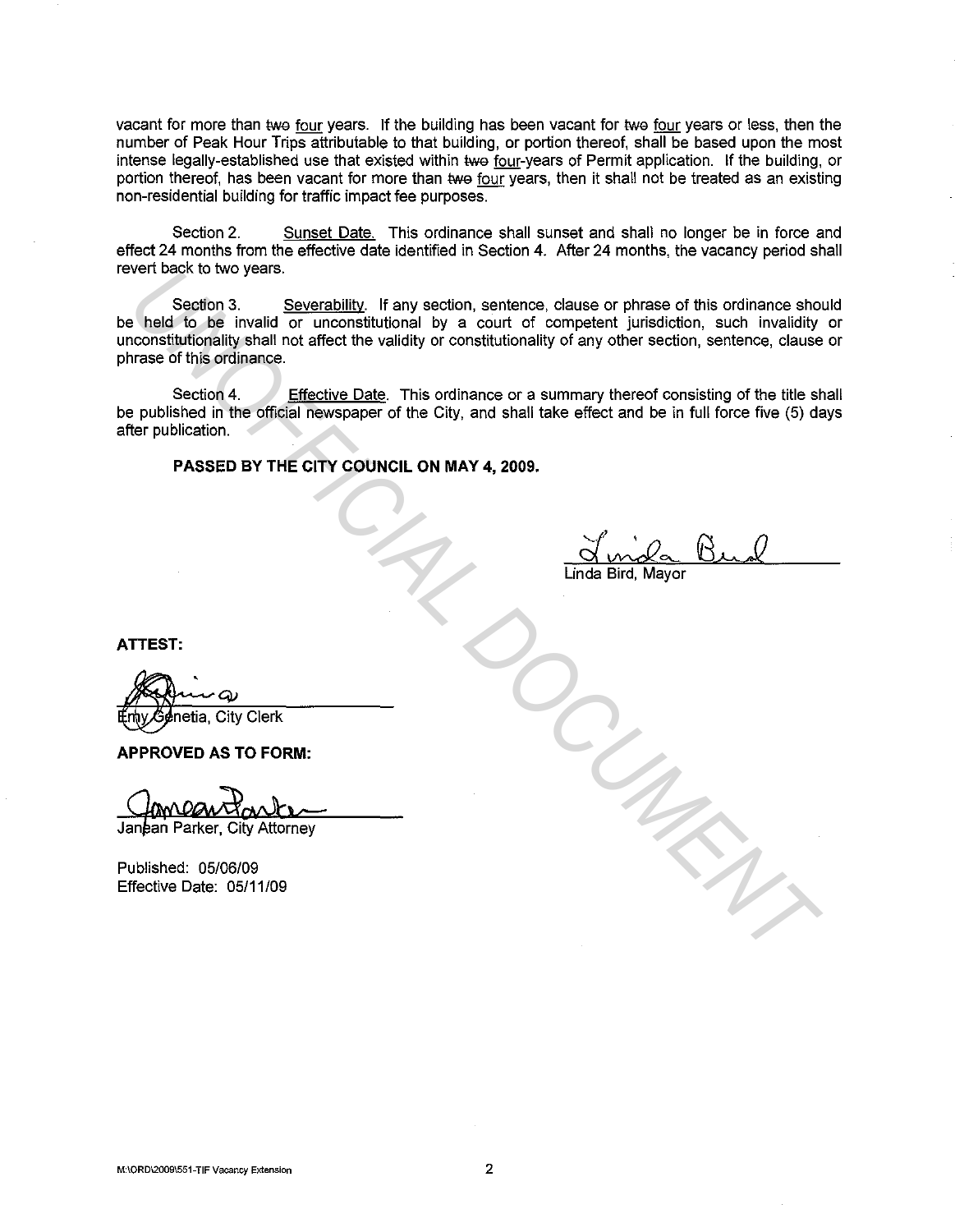vacant for more than ~~two~~ four years. If the building has been vacant for ~~two~~ four years or less, then the number of Peak Hour Trips attributable to that building, or portion thereof, shall be based upon the most intense legally-established use that existed within ~~two~~ four-years of Permit application. If the building, or portion thereof, has been vacant for more than ~~two~~ four years, then it shall not be treated as an existing non-residential building for traffic impact fee purposes.

Section 2. Sunset Date. This ordinance shall sunset and shall no longer be in force and effect 24 months from the effective date identified in Section 4. After 24 months, the vacancy period shall revert back to two years.

Section 3. Severability. If any section, sentence, clause or phrase of this ordinance should be held to be invalid or unconstitutional by a court of competent jurisdiction, such invalidity or unconstitutionality shall not affect the validity or constitutionality of any other section, sentence, clause or phrase of this ordinance.

Section 4. Effective Date. This ordinance or a summary thereof consisting of the title shall be published in the official newspaper of the City, and shall take effect and be in full force five (5) days after publication.

**PASSED BY THE CITY COUNCIL ON MAY 4, 2009.**

Linda Bird, Mayor

**ATTEST:**

Emy Genetia, City Clerk

**APPROVED AS TO FORM:**

Janean Parker, City Attorney

Published: 05/06/09
Effective Date: 05/11/09

M:\ORD\2009\551-TIF Vacancy Extension